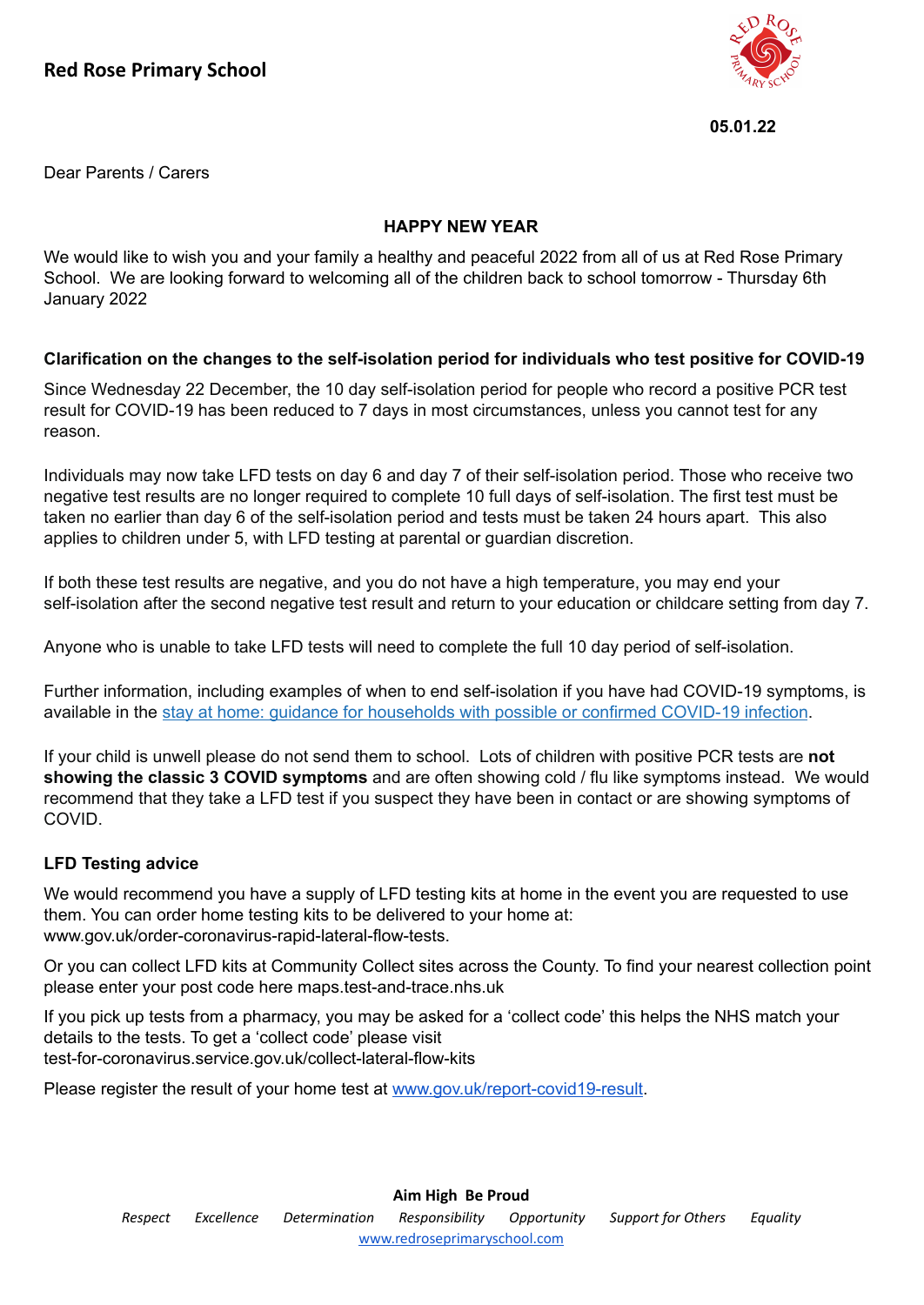# Red Rose Primary School

**05.01.22**

Dear Parents / Carers

**HAPPY NEW YEAR**

We would like to wish you and your family a healthy and peaceful 2022 from all of us at Red Rose Primary School. We are looking forward to welcoming all of the children back to school tomorrow - Thursday 6th January 2022

**Clarification on the changes to the self-isolation period for individuals who test positive for COVID-19**

Since Wednesday 22 December, the 10 day self-isolation period for people who record a positive PCR test result for COVID-19 has been reduced to 7 days in most circumstances, unless you cannot test for any reason.

Individuals may now take LFD tests on day 6 and day 7 of their self-isolation period. Those who receive two negative test results are no longer required to complete 10 full days of self-isolation. The first test must be taken no earlier than day 6 of the self-isolation period and tests must be taken 24 hours apart. This also applies to children under 5, with LFD testing at parental or guardian discretion.

If both these test results are negative, and you do not have a high temperature, you may end your self-isolation after the second negative test result and return to your education or childcare setting from day 7.

Anyone who is unable to take LFD tests will need to complete the full 10 day period of self-isolation.

Further information, including examples of when to end self-isolation if you have had COVID-19 symptoms, is available in the stay at home: guidance for households with possible or confirmed COVID-19 infection.

If your child is unwell please do not send them to school. Lots of children with positive PCR tests are **not showing the classic 3 COVID symptoms** and are often showing cold / flu like symptoms instead. We would recommend that they take a LFD test if you suspect they have been in contact or are showing symptoms of COVID.

**LFD Testing advice**

We would recommend you have a supply of LFD testing kits at home in the event you are requested to use them. You can order home testing kits to be delivered to your home at: www.gov.uk/order-coronavirus-rapid-lateral-flow-tests.

Or you can collect LFD kits at Community Collect sites across the County. To find your nearest collection point please enter your post code here maps.test-and-trace.nhs.uk

If you pick up tests from a pharmacy, you may be asked for a 'collect code' this helps the NHS match your details to the tests. To get a 'collect code' please visit test-for-coronavirus.service.gov.uk/collect-lateral-flow-kits

Please register the result of your home test at www.gov.uk/report-covid19-result.

**Aim High Be Proud**

*Respect Excellence Determination Responsibility Opportunity Support for Others Equality*

www.redroseprimaryschool.com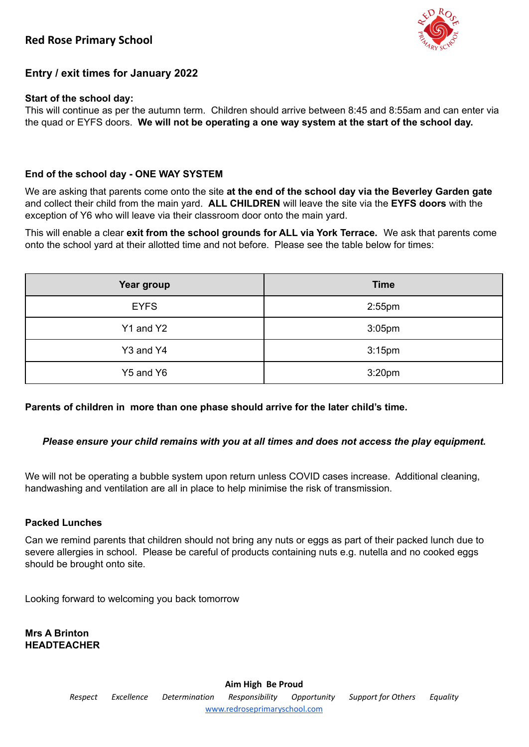## Red Rose Primary School

### Entry / exit times for January 2022

**Start of the school day:**
This will continue as per the autumn term. Children should arrive between 8:45 and 8:55am and can enter via the quad or EYFS doors. **We will not be operating a one way system at the start of the school day.**

**End of the school day - ONE WAY SYSTEM**

We are asking that parents come onto the site **at the end of the school day via the Beverley Garden gate** and collect their child from the main yard. **ALL CHILDREN** will leave the site via the **EYFS doors** with the exception of Y6 who will leave via their classroom door onto the main yard.

This will enable a clear **exit from the school grounds for ALL via York Terrace.** We ask that parents come onto the school yard at their allotted time and not before. Please see the table below for times:

| Year group | Time |
|---|---|
| EYFS | 2:55pm |
| Y1 and Y2 | 3:05pm |
| Y3 and Y4 | 3:15pm |
| Y5 and Y6 | 3:20pm |

**Parents of children in more than one phase should arrive for the later child's time.**

***Please ensure your child remains with you at all times and does not access the play equipment.***

We will not be operating a bubble system upon return unless COVID cases increase. Additional cleaning, handwashing and ventilation are all in place to help minimise the risk of transmission.

**Packed Lunches**

Can we remind parents that children should not bring any nuts or eggs as part of their packed lunch due to severe allergies in school. Please be careful of products containing nuts e.g. nutella and no cooked eggs should be brought onto site.

Looking forward to welcoming you back tomorrow

**Mrs A Brinton**
**HEADTEACHER**

**Aim High Be Proud**

*Respect Excellence Determination Responsibility Opportunity Support for Others Equality*

www.redroseprimaryschool.com